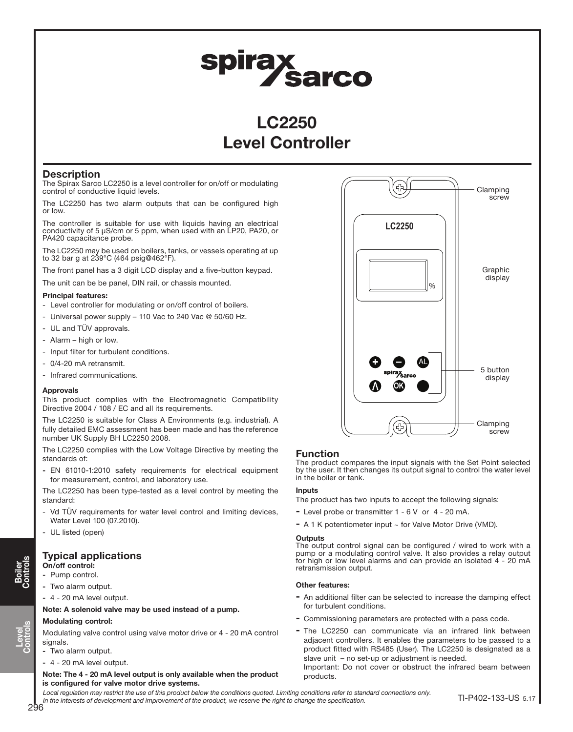# LC2250 Level Controller

## Description

The Spirax Sarco LC2250 is a level controller for on/off or modulating control of conductive liquid levels.

The LC2250 has two alarm outputs that can be configured high or low.

The controller is suitable for use with liquids having an electrical conductivity of 5 μS/cm or 5 ppm, when used with an LP20, PA20, or PA420 capacitance probe.

The LC2250 may be used on boilers, tanks, or vessels operating at up to 32 bar g at 239°C (464 psig@462°F).

The front panel has a 3 digit LCD display and a five-button keypad.

The unit can be be panel, DIN rail, or chassis mounted.

**Principal features:**

- Level controller for modulating or on/off control of boilers.
- Universal power supply – 110 Vac to 240 Vac @ 50/60 Hz.
- UL and TÜV approvals.
- Alarm – high or low.
- Input filter for turbulent conditions.
- 0/4-20 mA retransmit.
- Infrared communications.

**Approvals**

This product complies with the Electromagnetic Compatibility Directive 2004 / 108 / EC and all its requirements.

The LC2250 is suitable for Class A Environments (e.g. industrial). A fully detailed EMC assessment has been made and has the reference number UK Supply BH LC2250 2008.

The LC2250 complies with the Low Voltage Directive by meeting the standards of:

- EN 61010-1:2010 safety requirements for electrical equipment for measurement, control, and laboratory use.

The LC2250 has been type-tested as a level control by meeting the standard:

- Vd TÜV requirements for water level control and limiting devices, Water Level 100 (07.2010).
- UL listed (open)

## Typical applications

**On/off control:**

- Pump control.
- Two alarm output.
- 4 - 20 mA level output.

**Note: A solenoid valve may be used instead of a pump.**

**Modulating control:**

Modulating valve control using valve motor drive or 4 - 20 mA control signals.

- Two alarm output.
- 4 - 20 mA level output.

**Note: The 4 - 20 mA level output is only available when the product is configured for valve motor drive systems.**

LC2250

%

Clamping screw

Graphic display

5 button display

Clamping screw

## Function

The product compares the input signals with the Set Point selected by the user. It then changes its output signal to control the water level in the boiler or tank.

**Inputs**

The product has two inputs to accept the following signals:

- Level probe or transmitter 1 - 6 V or 4 - 20 mA.
- A 1 K potentiometer input ~ for Valve Motor Drive (VMD).

**Outputs**

The output control signal can be configured / wired to work with a pump or a modulating control valve. It also provides a relay output for high or low level alarms and can provide an isolated 4 - 20 mA retransmission output.

**Other features:**

- An additional filter can be selected to increase the damping effect for turbulent conditions.
- Commissioning parameters are protected with a pass code.
- The LC2250 can communicate via an infrared link between adjacent controllers. It enables the parameters to be passed to a product fitted with RS485 (User). The LC2250 is designated as a slave unit – no set-up or adjustment is needed.
  Important: Do not cover or obstruct the infrared beam between products.

*Local regulation may restrict the use of this product below the conditions quoted. Limiting conditions refer to standard connections only.*
*In the interests of development and improvement of the product, we reserve the right to change the specification.*

TI-P402-133-US 5.17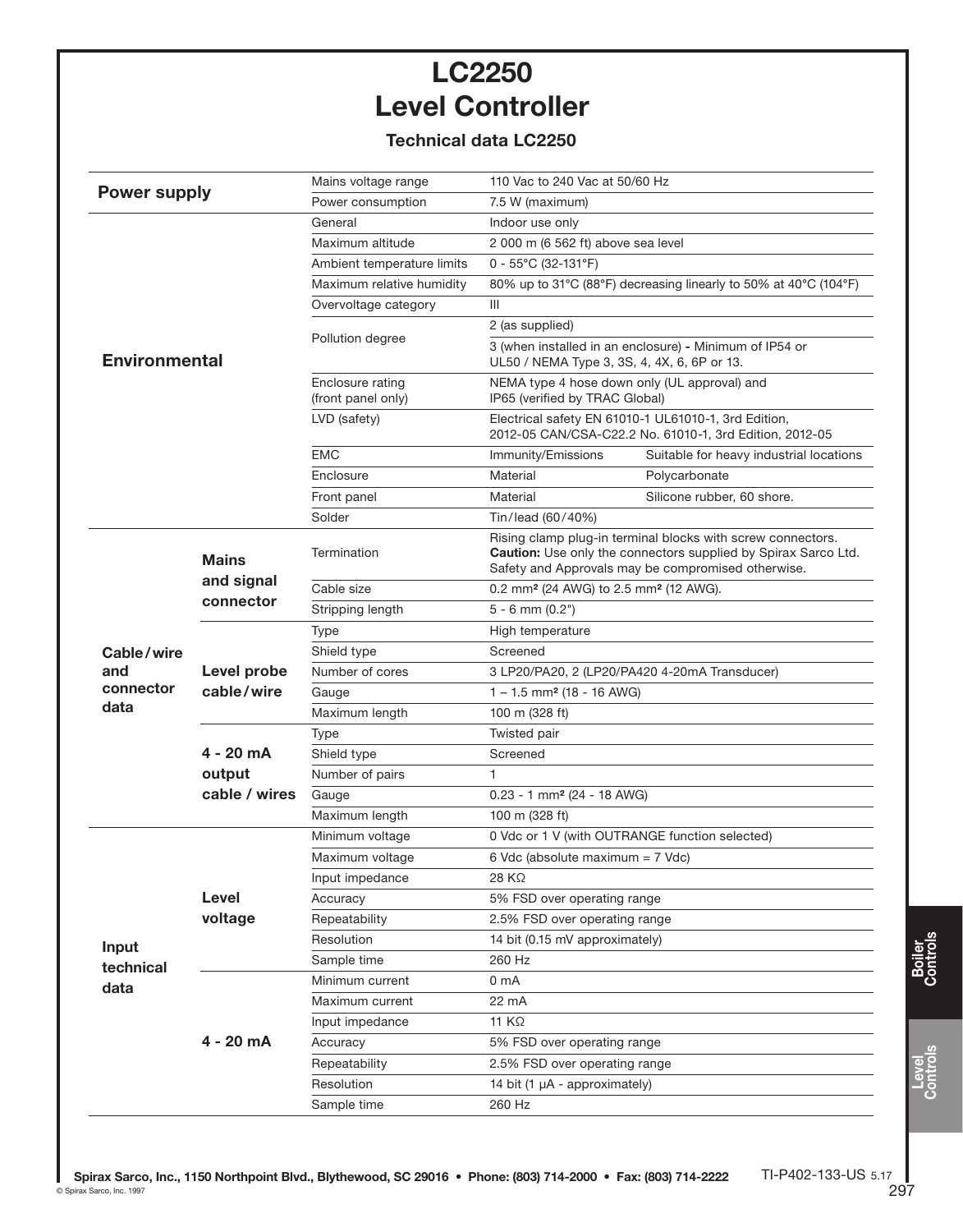# LC2250
# Level Controller

### Technical data LC2250

| | | | | |
|---|---|---|---|---|
| **Power supply** | | Mains voltage range | 110 Vac to 240 Vac at 50/60 Hz | |
| | | Power consumption | 7.5 W (maximum) | |
| **Environmental** | | General | Indoor use only | |
| | | Maximum altitude | 2 000 m (6 562 ft) above sea level | |
| | | Ambient temperature limits | 0 - 55°C (32-131°F) | |
| | | Maximum relative humidity | 80% up to 31°C (88°F) decreasing linearly to 50% at 40°C (104°F) | |
| | | Overvoltage category | III | |
| | | Pollution degree | 2 (as supplied) | |
| | | | 3 (when installed in an enclosure) - Minimum of IP54 or UL50 / NEMA Type 3, 3S, 4, 4X, 6, 6P or 13. | |
| | | Enclosure rating (front panel only) | NEMA type 4 hose down only (UL approval) and IP65 (verified by TRAC Global) | |
| | | LVD (safety) | Electrical safety EN 61010-1 UL61010-1, 3rd Edition, 2012-05 CAN/CSA-C22.2 No. 61010-1, 3rd Edition, 2012-05 | |
| | | EMC | Immunity/Emissions | Suitable for heavy industrial locations |
| | | Enclosure | Material | Polycarbonate |
| | | Front panel | Material | Silicone rubber, 60 shore. |
| | | Solder | Tin/lead (60/40%) | |
| **Cable/wire and connector data** | **Mains and signal connector** | Termination | Rising clamp plug-in terminal blocks with screw connectors. **Caution:** Use only the connectors supplied by Spirax Sarco Ltd. Safety and Approvals may be compromised otherwise. | |
| | | Cable size | 0.2 mm² (24 AWG) to 2.5 mm² (12 AWG). | |
| | | Stripping length | 5 - 6 mm (0.2") | |
| | **Level probe cable/wire** | Type | High temperature | |
| | | Shield type | Screened | |
| | | Number of cores | 3 LP20/PA20, 2 (LP20/PA420 4-20mA Transducer) | |
| | | Gauge | 1 – 1.5 mm² (18 - 16 AWG) | |
| | | Maximum length | 100 m (328 ft) | |
| | **4 - 20 mA output cable / wires** | Type | Twisted pair | |
| | | Shield type | Screened | |
| | | Number of pairs | 1 | |
| | | Gauge | 0.23 - 1 mm² (24 - 18 AWG) | |
| | | Maximum length | 100 m (328 ft) | |
| **Input technical data** | **Level voltage** | Minimum voltage | 0 Vdc or 1 V (with OUTRANGE function selected) | |
| | | Maximum voltage | 6 Vdc (absolute maximum = 7 Vdc) | |
| | | Input impedance | 28 KΩ | |
| | | Accuracy | 5% FSD over operating range | |
| | | Repeatability | 2.5% FSD over operating range | |
| | | Resolution | 14 bit (0.15 mV approximately) | |
| | | Sample time | 260 Hz | |
| | **4 - 20 mA** | Minimum current | 0 mA | |
| | | Maximum current | 22 mA | |
| | | Input impedance | 11 KΩ | |
| | | Accuracy | 5% FSD over operating range | |
| | | Repeatability | 2.5% FSD over operating range | |
| | | Resolution | 14 bit (1 μA - approximately) | |
| | | Sample time | 260 Hz | |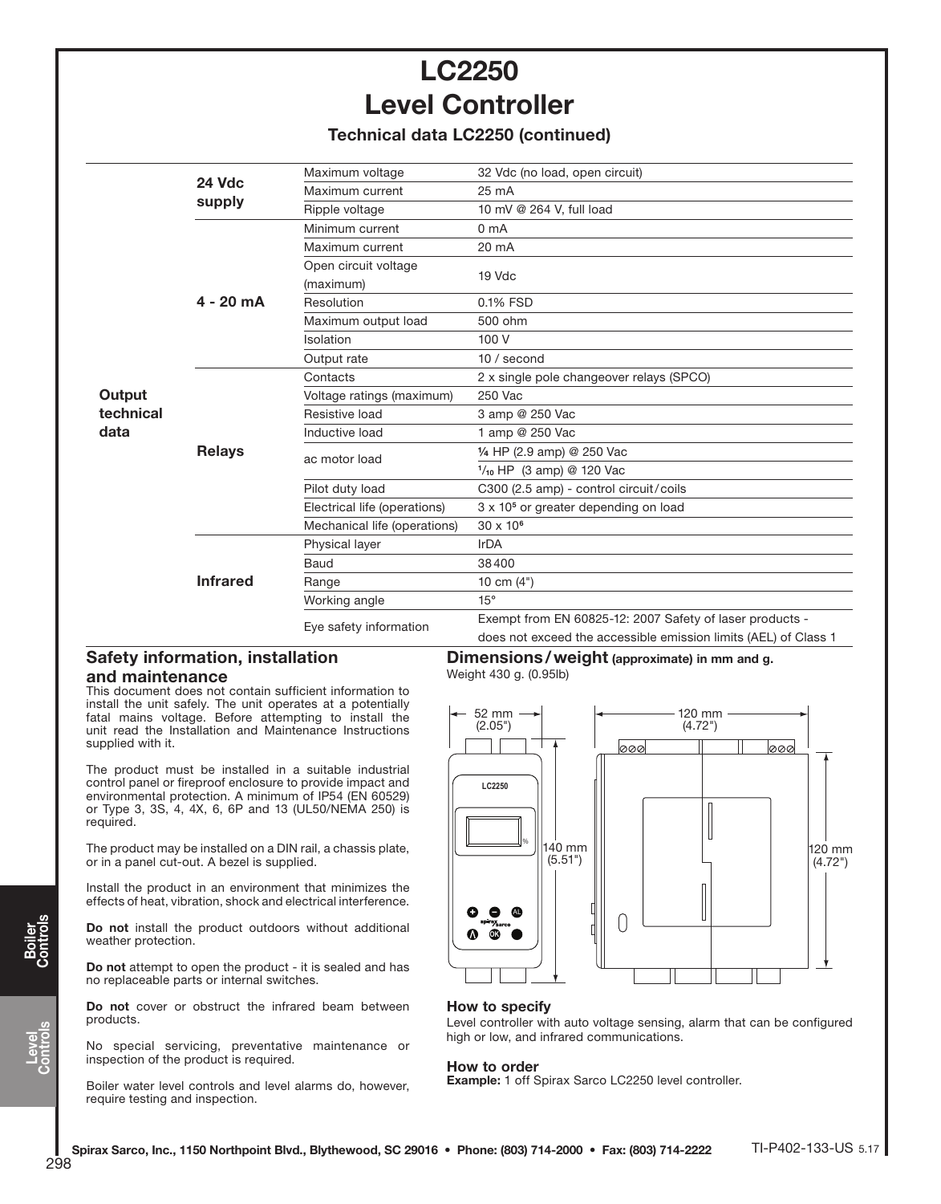# LC2250 Level Controller

## Technical data LC2250 (continued)

| | | | |
|---|---|---|---|
| Output technical data | 24 Vdc supply | Maximum voltage | 32 Vdc (no load, open circuit) |
| | | Maximum current | 25 mA |
| | | Ripple voltage | 10 mV @ 264 V, full load |
| | 4 - 20 mA | Minimum current | 0 mA |
| | | Maximum current | 20 mA |
| | | Open circuit voltage (maximum) | 19 Vdc |
| | | Resolution | 0.1% FSD |
| | | Maximum output load | 500 ohm |
| | | Isolation | 100 V |
| | | Output rate | 10 / second |
| | Relays | Contacts | 2 x single pole changeover relays (SPCO) |
| | | Voltage ratings (maximum) | 250 Vac |
| | | Resistive load | 3 amp @ 250 Vac |
| | | Inductive load | 1 amp @ 250 Vac |
| | | ac motor load | ¼ HP (2.9 amp) @ 250 Vac |
| | | | 1/10 HP (3 amp) @ 120 Vac |
| | | Pilot duty load | C300 (2.5 amp) - control circuit/coils |
| | | Electrical life (operations) | 3 x $10^5$ or greater depending on load |
| | | Mechanical life (operations) | 30 x $10^6$ |
| | Infrared | Physical layer | IrDA |
| | | Baud | 38400 |
| | | Range | 10 cm (4") |
| | | Working angle | 15° |
| | | Eye safety information | Exempt from EN 60825-12: 2007 Safety of laser products - does not exceed the accessible emission limits (AEL) of Class 1 |

### Safety information, installation and maintenance

This document does not contain sufficient information to install the unit safely. The unit operates at a potentially fatal mains voltage. Before attempting to install the unit read the Installation and Maintenance Instructions supplied with it.

The product must be installed in a suitable industrial control panel or fireproof enclosure to provide impact and environmental protection. A minimum of IP54 (EN 60529) or Type 3, 3S, 4, 4X, 6, 6P and 13 (UL50/NEMA 250) is required.

The product may be installed on a DIN rail, a chassis plate, or in a panel cut-out. A bezel is supplied.

Install the product in an environment that minimizes the effects of heat, vibration, shock and electrical interference.

**Do not** install the product outdoors without additional weather protection.

**Do not** attempt to open the product - it is sealed and has no replaceable parts or internal switches.

**Do not** cover or obstruct the infrared beam between products.

No special servicing, preventative maintenance or inspection of the product is required.

Boiler water level controls and level alarms do, however, require testing and inspection.

### Dimensions/weight (approximate) in mm and g.

Weight 430 g. (0.95lb)

52 mm (2.05")
120 mm (4.72")
140 mm (5.51")
120 mm (4.72")
LC2250

### How to specify

Level controller with auto voltage sensing, alarm that can be configured high or low, and infrared communications.

### How to order

**Example:** 1 off Spirax Sarco LC2250 level controller.

Spirax Sarco, Inc., 1150 Northpoint Blvd., Blythewood, SC 29016 • Phone: (803) 714-2000 • Fax: (803) 714-2222

TI-P402-133-US 5.17